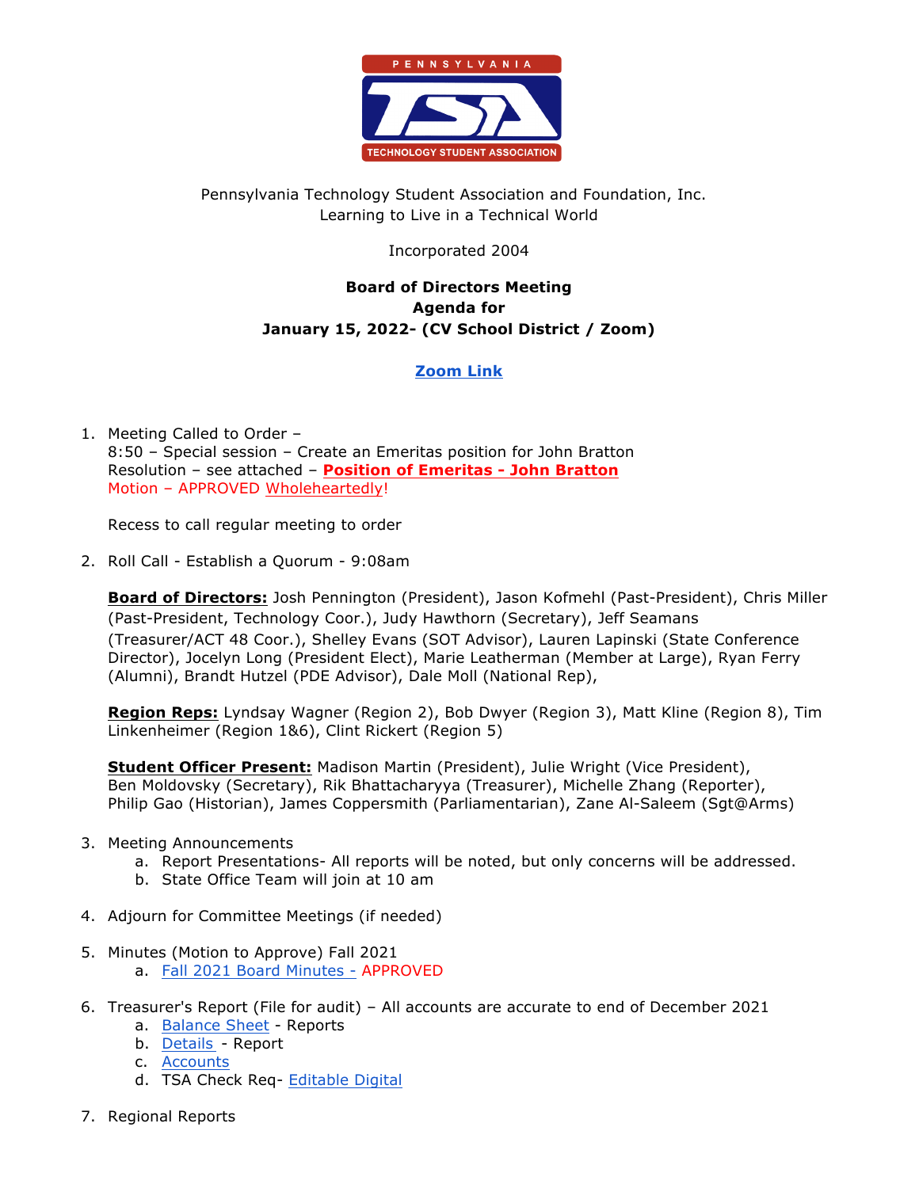PENNSYLVANIA TSA TECHNOLOGY STUDENT ASSOCIATION

Pennsylvania Technology Student Association and Foundation, Inc.
Learning to Live in a Technical World

Incorporated 2004

**Board of Directors Meeting**
**Agenda for**
**January 15, 2022- (CV School District / Zoom)**

**Zoom Link**

1. Meeting Called to Order –
   8:50 – Special session – Create an Emeritas position for John Bratton
   Resolution – see attached – **Position of Emeritas - John Bratton**
   Motion – APPROVED Wholeheartedly!

   Recess to call regular meeting to order

2. Roll Call - Establish a Quorum - 9:08am

   **Board of Directors:** Josh Pennington (President), Jason Kofmehl (Past-President), Chris Miller (Past-President, Technology Coor.), Judy Hawthorn (Secretary), Jeff Seamans (Treasurer/ACT 48 Coor.), Shelley Evans (SOT Advisor), Lauren Lapinski (State Conference Director), Jocelyn Long (President Elect), Marie Leatherman (Member at Large), Ryan Ferry (Alumni), Brandt Hutzel (PDE Advisor), Dale Moll (National Rep),

   **Region Reps:** Lyndsay Wagner (Region 2), Bob Dwyer (Region 3), Matt Kline (Region 8), Tim Linkenheimer (Region 1&6), Clint Rickert (Region 5)

   **Student Officer Present:** Madison Martin (President), Julie Wright (Vice President), Ben Moldovsky (Secretary), Rik Bhattacharyya (Treasurer), Michelle Zhang (Reporter), Philip Gao (Historian), James Coppersmith (Parliamentarian), Zane Al-Saleem (Sgt@Arms)

3. Meeting Announcements
   a. Report Presentations- All reports will be noted, but only concerns will be addressed.
   b. State Office Team will join at 10 am

4. Adjourn for Committee Meetings (if needed)

5. Minutes (Motion to Approve) Fall 2021
   a. Fall 2021 Board Minutes - APPROVED

6. Treasurer's Report (File for audit) – All accounts are accurate to end of December 2021
   a. Balance Sheet - Reports
   b. Details - Report
   c. Accounts
   d. TSA Check Req- Editable Digital

7. Regional Reports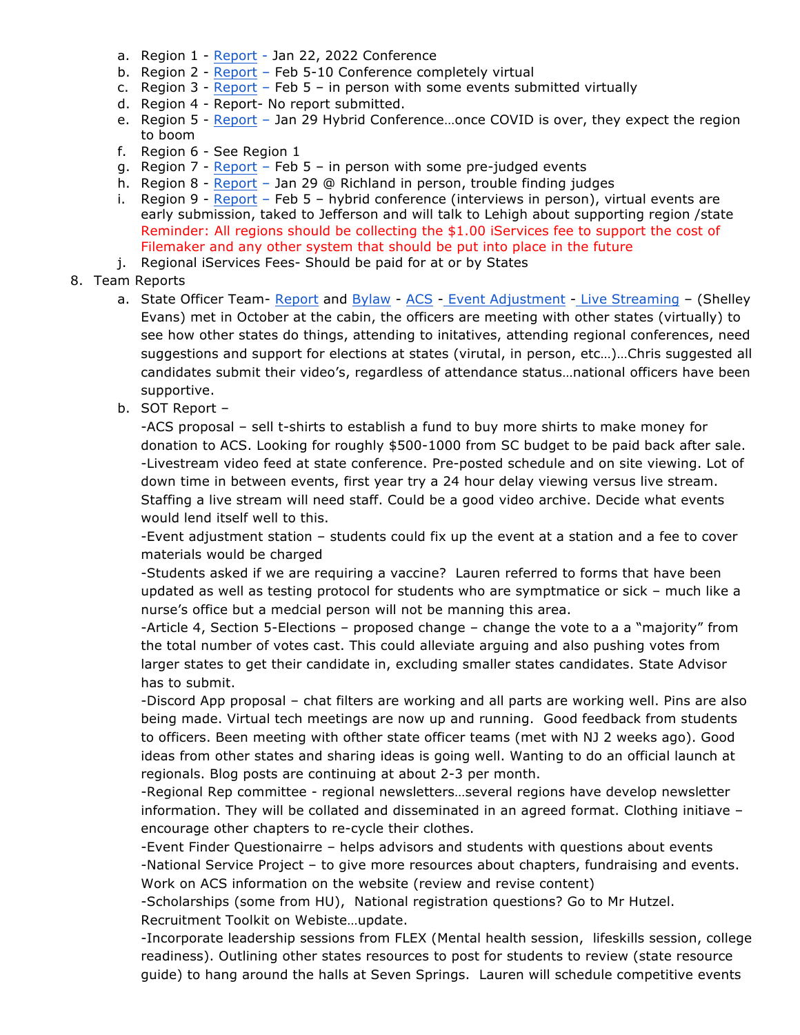a. Region 1 - Report - Jan 22, 2022 Conference
b. Region 2 - Report – Feb 5-10 Conference completely virtual
c. Region 3 - Report – Feb 5 – in person with some events submitted virtually
d. Region 4 - Report- No report submitted.
e. Region 5 - Report – Jan 29 Hybrid Conference…once COVID is over, they expect the region to boom
f. Region 6 - See Region 1
g. Region 7 - Report – Feb 5 – in person with some pre-judged events
h. Region 8 - Report – Jan 29 @ Richland in person, trouble finding judges
i. Region 9 - Report – Feb 5 – hybrid conference (interviews in person), virtual events are early submission, taked to Jefferson and will talk to Lehigh about supporting region /state
Reminder: All regions should be collecting the $1.00 iServices fee to support the cost of Filemaker and any other system that should be put into place in the future
j. Regional iServices Fees- Should be paid for at or by States

8. Team Reports
   a. State Officer Team- Report and Bylaw - ACS - Event Adjustment - Live Streaming – (Shelley Evans) met in October at the cabin, the officers are meeting with other states (virtually) to see how other states do things, attending to initatives, attending regional conferences, need suggestions and support for elections at states (virutal, in person, etc…)…Chris suggested all candidates submit their video's, regardless of attendance status…national officers have been supportive.
   b. SOT Report –
      -ACS proposal – sell t-shirts to establish a fund to buy more shirts to make money for donation to ACS. Looking for roughly $500-1000 from SC budget to be paid back after sale.
      -Livestream video feed at state conference. Pre-posted schedule and on site viewing. Lot of down time in between events, first year try a 24 hour delay viewing versus live stream. Staffing a live stream will need staff. Could be a good video archive. Decide what events would lend itself well to this.
      -Event adjustment station – students could fix up the event at a station and a fee to cover materials would be charged
      -Students asked if we are requiring a vaccine? Lauren referred to forms that have been updated as well as testing protocol for students who are symptmatice or sick – much like a nurse's office but a medcial person will not be manning this area.
      -Article 4, Section 5-Elections – proposed change – change the vote to a a "majority" from the total number of votes cast. This could alleviate arguing and also pushing votes from larger states to get their candidate in, excluding smaller states candidates. State Advisor has to submit.
      -Discord App proposal – chat filters are working and all parts are working well. Pins are also being made. Virtual tech meetings are now up and running. Good feedback from students to officers. Been meeting with ofther state officer teams (met with NJ 2 weeks ago). Good ideas from other states and sharing ideas is going well. Wanting to do an official launch at regionals. Blog posts are continuing at about 2-3 per month.
      -Regional Rep committee - regional newsletters…several regions have develop newsletter information. They will be collated and disseminated in an agreed format. Clothing initiave – encourage other chapters to re-cycle their clothes.
      -Event Finder Questionairre – helps advisors and students with questions about events
      -National Service Project – to give more resources about chapters, fundraising and events. Work on ACS information on the website (review and revise content)
      -Scholarships (some from HU), National registration questions? Go to Mr Hutzel. Recruitment Toolkit on Webiste…update.
      -Incorporate leadership sessions from FLEX (Mental health session, lifeskills session, college readiness). Outlining other states resources to post for students to review (state resource guide) to hang around the halls at Seven Springs. Lauren will schedule competitive events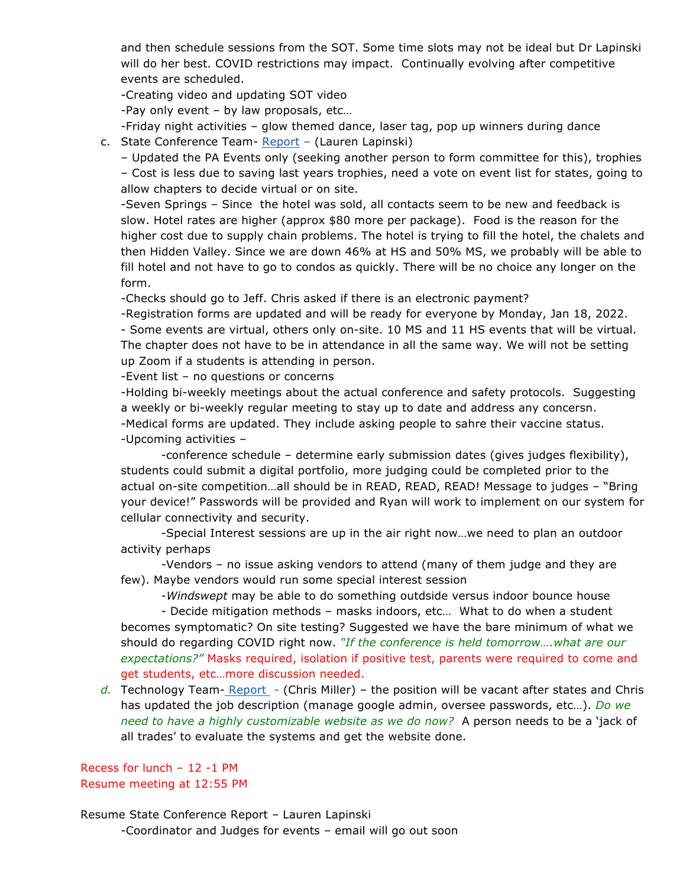and then schedule sessions from the SOT. Some time slots may not be ideal but Dr Lapinski will do her best. COVID restrictions may impact. Continually evolving after competitive events are scheduled.

-Creating video and updating SOT video

-Pay only event – by law proposals, etc…

-Friday night activities – glow themed dance, laser tag, pop up winners during dance

c. State Conference Team- Report – (Lauren Lapinski)

– Updated the PA Events only (seeking another person to form committee for this), trophies

– Cost is less due to saving last years trophies, need a vote on event list for states, going to allow chapters to decide virtual or on site.

-Seven Springs – Since the hotel was sold, all contacts seem to be new and feedback is slow. Hotel rates are higher (approx $80 more per package). Food is the reason for the higher cost due to supply chain problems. The hotel is trying to fill the hotel, the chalets and then Hidden Valley. Since we are down 46% at HS and 50% MS, we probably will be able to fill hotel and not have to go to condos as quickly. There will be no choice any longer on the form.

-Checks should go to Jeff. Chris asked if there is an electronic payment?

-Registration forms are updated and will be ready for everyone by Monday, Jan 18, 2022.

- Some events are virtual, others only on-site. 10 MS and 11 HS events that will be virtual. The chapter does not have to be in attendance in all the same way. We will not be setting up Zoom if a students is attending in person.

-Event list – no questions or concerns

-Holding bi-weekly meetings about the actual conference and safety protocols. Suggesting a weekly or bi-weekly regular meeting to stay up to date and address any concersn.

-Medical forms are updated. They include asking people to sahre their vaccine status.

-Upcoming activities –

-conference schedule – determine early submission dates (gives judges flexibility), students could submit a digital portfolio, more judging could be completed prior to the actual on-site competition…all should be in READ, READ, READ! Message to judges – "Bring your device!" Passwords will be provided and Ryan will work to implement on our system for cellular connectivity and security.

-Special Interest sessions are up in the air right now…we need to plan an outdoor activity perhaps

-Vendors – no issue asking vendors to attend (many of them judge and they are few). Maybe vendors would run some special interest session

-*Windswept* may be able to do something outdside versus indoor bounce house

- Decide mitigation methods – masks indoors, etc… What to do when a student becomes symptomatic? On site testing? Suggested we have the bare minimum of what we should do regarding COVID right now. *"If the conference is held tomorrow….what are our expectations?"* Masks required, isolation if positive test, parents were required to come and get students, etc…more discussion needed.

*d.* Technology Team- Report - (Chris Miller) – the position will be vacant after states and Chris has updated the job description (manage google admin, oversee passwords, etc…). *Do we need to have a highly customizable website as we do now?* A person needs to be a 'jack of all trades' to evaluate the systems and get the website done.

Recess for lunch – 12 -1 PM

Resume meeting at 12:55 PM

Resume State Conference Report – Lauren Lapinski

-Coordinator and Judges for events – email will go out soon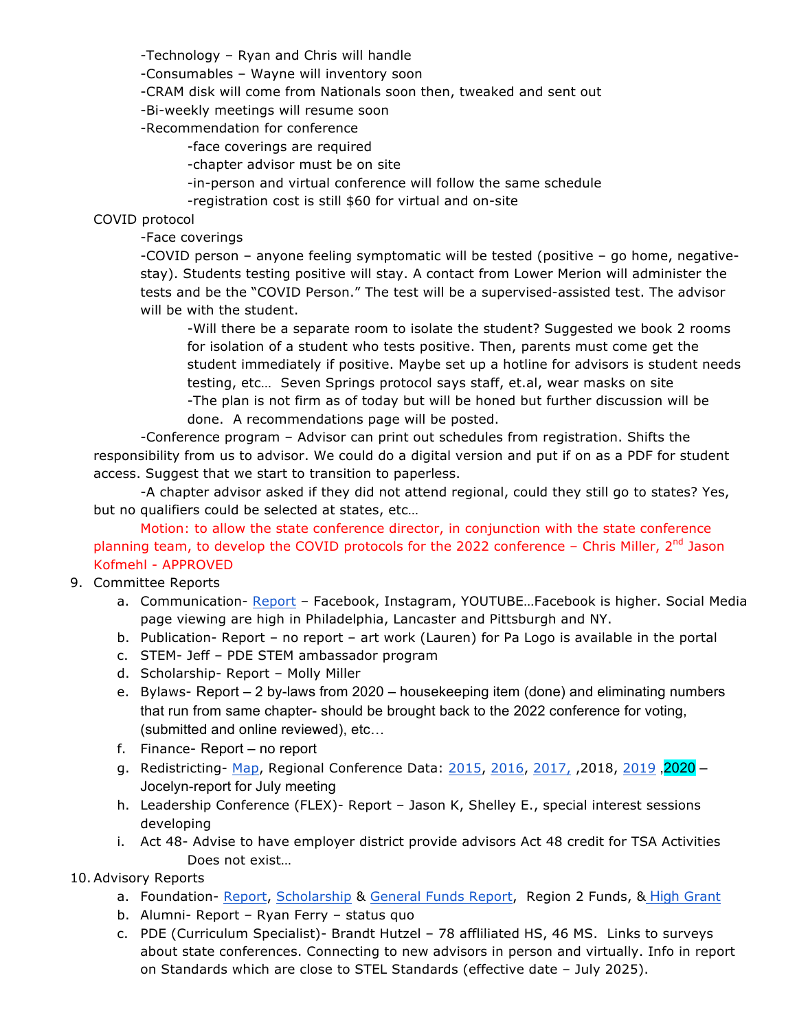-Technology – Ryan and Chris will handle
-Consumables – Wayne will inventory soon
-CRAM disk will come from Nationals soon then, tweaked and sent out
-Bi-weekly meetings will resume soon
-Recommendation for conference
  -face coverings are required
  -chapter advisor must be on site
  -in-person and virtual conference will follow the same schedule
  -registration cost is still $60 for virtual and on-site

COVID protocol
-Face coverings
-COVID person – anyone feeling symptomatic will be tested (positive – go home, negative-stay). Students testing positive will stay. A contact from Lower Merion will administer the tests and be the "COVID Person." The test will be a supervised-assisted test. The advisor will be with the student.
  -Will there be a separate room to isolate the student? Suggested we book 2 rooms for isolation of a student who tests positive. Then, parents must come get the student immediately if positive. Maybe set up a hotline for advisors is student needs testing, etc… Seven Springs protocol says staff, et.al, wear masks on site
  -The plan is not firm as of today but will be honed but further discussion will be done. A recommendations page will be posted.

-Conference program – Advisor can print out schedules from registration. Shifts the responsibility from us to advisor. We could do a digital version and put if on as a PDF for student access. Suggest that we start to transition to paperless.

-A chapter advisor asked if they did not attend regional, could they still go to states? Yes, but no qualifiers could be selected at states, etc…

Motion: to allow the state conference director, in conjunction with the state conference planning team, to develop the COVID protocols for the 2022 conference – Chris Miller, 2nd Jason Kofmehl - APPROVED

9. Committee Reports
   a. Communication- Report – Facebook, Instagram, YOUTUBE…Facebook is higher. Social Media page viewing are high in Philadelphia, Lancaster and Pittsburgh and NY.
   b. Publication- Report – no report – art work (Lauren) for Pa Logo is available in the portal
   c. STEM- Jeff – PDE STEM ambassador program
   d. Scholarship- Report – Molly Miller
   e. Bylaws- Report – 2 by-laws from 2020 – housekeeping item (done) and eliminating numbers that run from same chapter- should be brought back to the 2022 conference for voting, (submitted and online reviewed), etc…
   f. Finance- Report – no report
   g. Redistricting- Map, Regional Conference Data: 2015, 2016, 2017, ,2018, 2019 ,2020 – Jocelyn-report for July meeting
   h. Leadership Conference (FLEX)- Report – Jason K, Shelley E., special interest sessions developing
   i. Act 48- Advise to have employer district provide advisors Act 48 credit for TSA Activities
      Does not exist…

10. Advisory Reports
   a. Foundation- Report, Scholarship & General Funds Report, Region 2 Funds, & High Grant
   b. Alumni- Report – Ryan Ferry – status quo
   c. PDE (Curriculum Specialist)- Brandt Hutzel – 78 affliliated HS, 46 MS. Links to surveys about state conferences. Connecting to new advisors in person and virtually. Info in report on Standards which are close to STEL Standards (effective date – July 2025).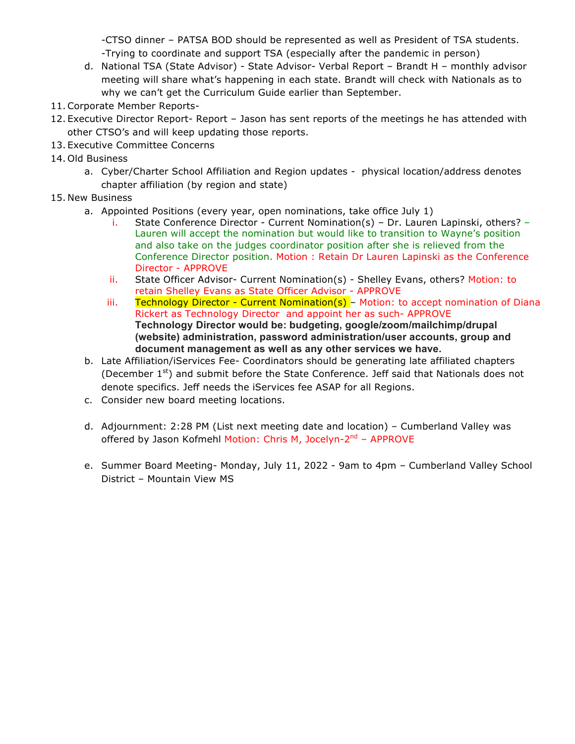-CTSO dinner – PATSA BOD should be represented as well as President of TSA students.
-Trying to coordinate and support TSA (especially after the pandemic in person)

d. National TSA (State Advisor) - State Advisor- Verbal Report – Brandt H – monthly advisor meeting will share what's happening in each state. Brandt will check with Nationals as to why we can't get the Curriculum Guide earlier than September.

11. Corporate Member Reports-
12. Executive Director Report- Report – Jason has sent reports of the meetings he has attended with other CTSO's and will keep updating those reports.
13. Executive Committee Concerns
14. Old Business
    a. Cyber/Charter School Affiliation and Region updates - physical location/address denotes chapter affiliation (by region and state)
15. New Business
    a. Appointed Positions (every year, open nominations, take office July 1)
        i. State Conference Director - Current Nomination(s) – Dr. Lauren Lapinski, others? – Lauren will accept the nomination but would like to transition to Wayne's position and also take on the judges coordinator position after she is relieved from the Conference Director position. Motion : Retain Dr Lauren Lapinski as the Conference Director - APPROVE
        ii. State Officer Advisor- Current Nomination(s) - Shelley Evans, others? Motion: to retain Shelley Evans as State Officer Advisor - APPROVE
        iii. Technology Director - Current Nomination(s) – Motion: to accept nomination of Diana Rickert as Technology Director and appoint her as such- APPROVE
        **Technology Director would be: budgeting, google/zoom/mailchimp/drupal (website) administration, password administration/user accounts, group and document management as well as any other services we have.**
    b. Late Affiliation/iServices Fee- Coordinators should be generating late affiliated chapters (December 1st) and submit before the State Conference. Jeff said that Nationals does not denote specifics. Jeff needs the iServices fee ASAP for all Regions.
    c. Consider new board meeting locations.
    d. Adjournment: 2:28 PM (List next meeting date and location) – Cumberland Valley was offered by Jason Kofmehl Motion: Chris M, Jocelyn-2nd – APPROVE
    e. Summer Board Meeting- Monday, July 11, 2022 - 9am to 4pm – Cumberland Valley School District – Mountain View MS